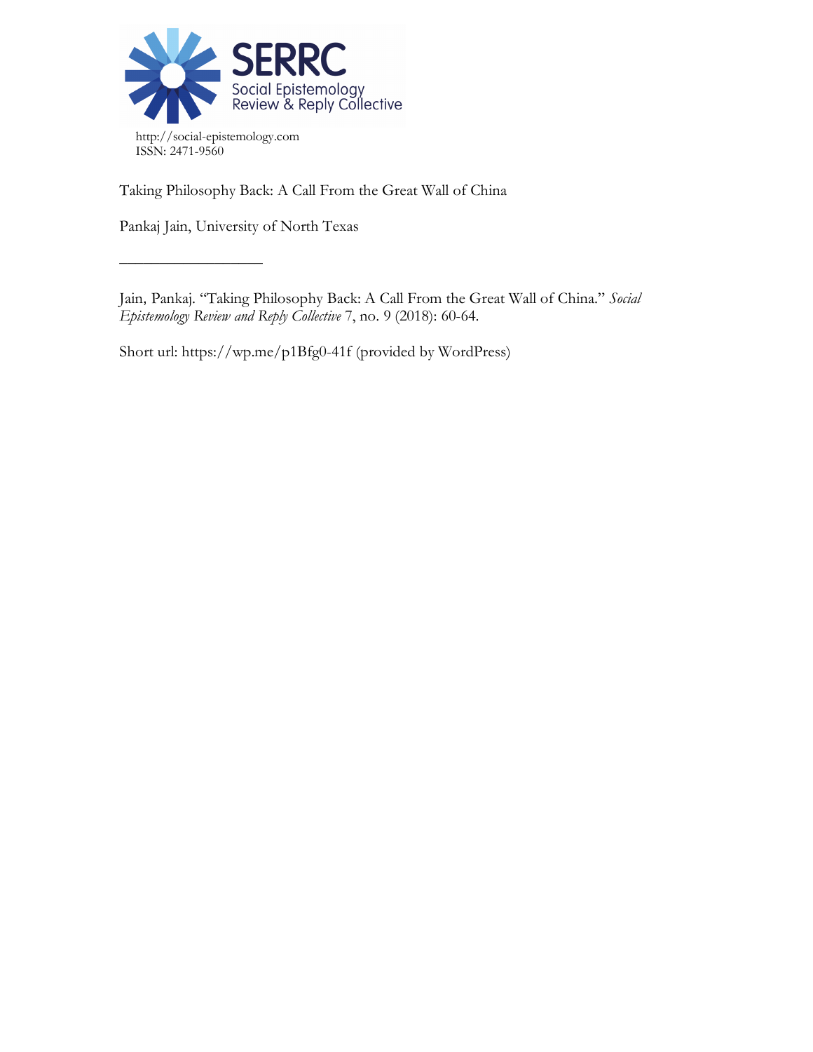SERRC
Social Epistemology Review & Reply Collective

http://social-epistemology.com
ISSN: 2471-9560

Taking Philosophy Back: A Call From the Great Wall of China

Pankaj Jain, University of North Texas

———————————

Jain, Pankaj. "Taking Philosophy Back: A Call From the Great Wall of China." *Social Epistemology Review and Reply Collective* 7, no. 9 (2018): 60-64.

Short url: https://wp.me/p1Bfg0-41f (provided by WordPress)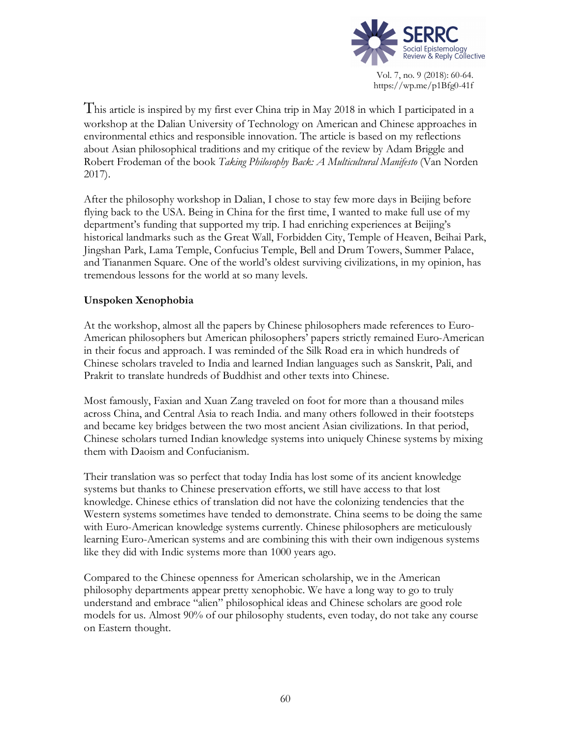This article is inspired by my first ever China trip in May 2018 in which I participated in a workshop at the Dalian University of Technology on American and Chinese approaches in environmental ethics and responsible innovation. The article is based on my reflections about Asian philosophical traditions and my critique of the review by Adam Briggle and Robert Frodeman of the book *Taking Philosophy Back: A Multicultural Manifesto* (Van Norden 2017).

After the philosophy workshop in Dalian, I chose to stay few more days in Beijing before flying back to the USA. Being in China for the first time, I wanted to make full use of my department's funding that supported my trip. I had enriching experiences at Beijing's historical landmarks such as the Great Wall, Forbidden City, Temple of Heaven, Beihai Park, Jingshan Park, Lama Temple, Confucius Temple, Bell and Drum Towers, Summer Palace, and Tiananmen Square. One of the world's oldest surviving civilizations, in my opinion, has tremendous lessons for the world at so many levels.

### Unspoken Xenophobia

At the workshop, almost all the papers by Chinese philosophers made references to Euro-American philosophers but American philosophers' papers strictly remained Euro-American in their focus and approach. I was reminded of the Silk Road era in which hundreds of Chinese scholars traveled to India and learned Indian languages such as Sanskrit, Pali, and Prakrit to translate hundreds of Buddhist and other texts into Chinese.

Most famously, Faxian and Xuan Zang traveled on foot for more than a thousand miles across China, and Central Asia to reach India. and many others followed in their footsteps and became key bridges between the two most ancient Asian civilizations. In that period, Chinese scholars turned Indian knowledge systems into uniquely Chinese systems by mixing them with Daoism and Confucianism.

Their translation was so perfect that today India has lost some of its ancient knowledge systems but thanks to Chinese preservation efforts, we still have access to that lost knowledge. Chinese ethics of translation did not have the colonizing tendencies that the Western systems sometimes have tended to demonstrate. China seems to be doing the same with Euro-American knowledge systems currently. Chinese philosophers are meticulously learning Euro-American systems and are combining this with their own indigenous systems like they did with Indic systems more than 1000 years ago.

Compared to the Chinese openness for American scholarship, we in the American philosophy departments appear pretty xenophobic. We have a long way to go to truly understand and embrace "alien" philosophical ideas and Chinese scholars are good role models for us. Almost 90% of our philosophy students, even today, do not take any course on Eastern thought.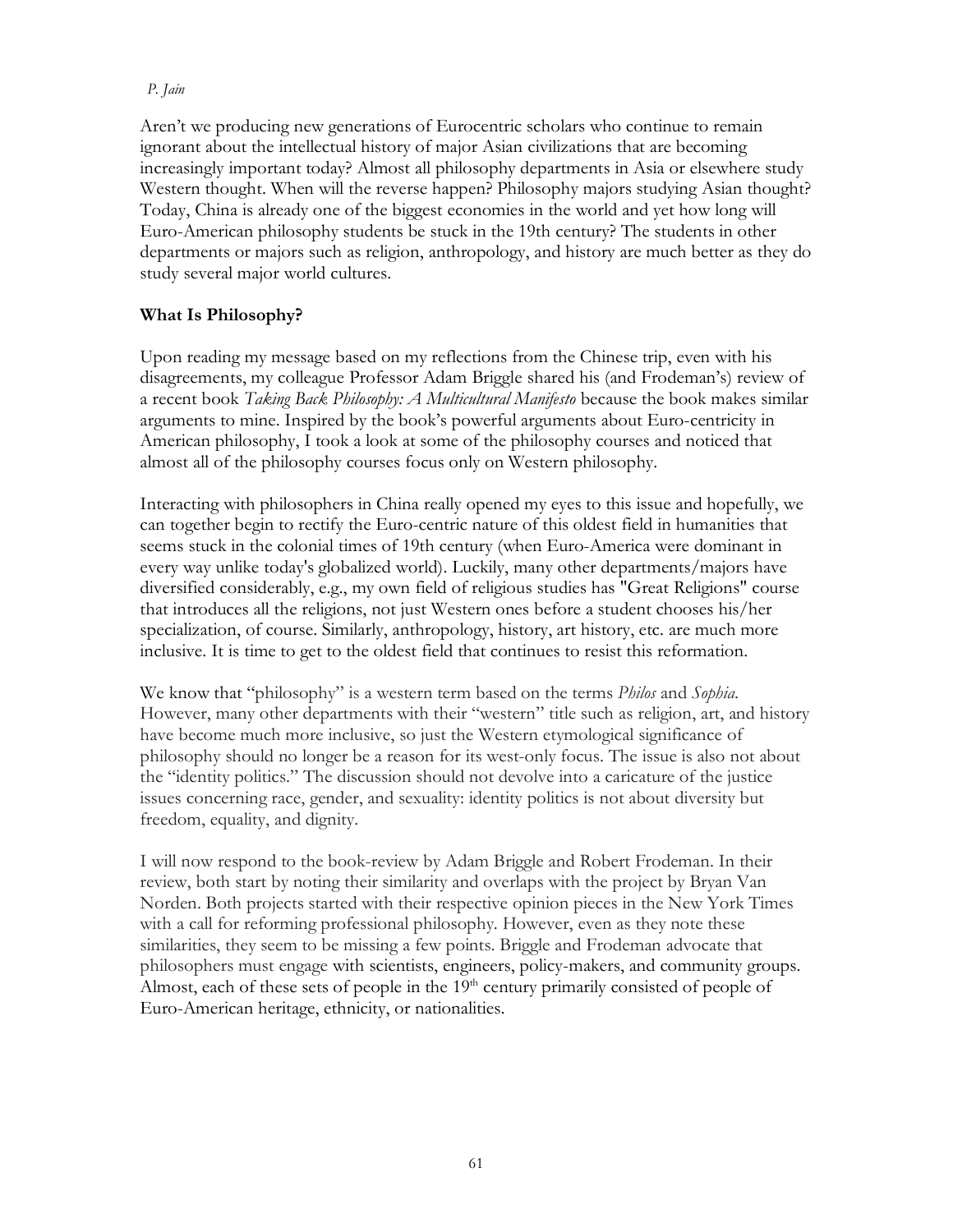Aren't we producing new generations of Eurocentric scholars who continue to remain ignorant about the intellectual history of major Asian civilizations that are becoming increasingly important today? Almost all philosophy departments in Asia or elsewhere study Western thought. When will the reverse happen? Philosophy majors studying Asian thought? Today, China is already one of the biggest economies in the world and yet how long will Euro-American philosophy students be stuck in the 19th century? The students in other departments or majors such as religion, anthropology, and history are much better as they do study several major world cultures.

## What Is Philosophy?

Upon reading my message based on my reflections from the Chinese trip, even with his disagreements, my colleague Professor Adam Briggle shared his (and Frodeman's) review of a recent book *Taking Back Philosophy: A Multicultural Manifesto* because the book makes similar arguments to mine. Inspired by the book's powerful arguments about Euro-centricity in American philosophy, I took a look at some of the philosophy courses and noticed that almost all of the philosophy courses focus only on Western philosophy.

Interacting with philosophers in China really opened my eyes to this issue and hopefully, we can together begin to rectify the Euro-centric nature of this oldest field in humanities that seems stuck in the colonial times of 19th century (when Euro-America were dominant in every way unlike today's globalized world). Luckily, many other departments/majors have diversified considerably, e.g., my own field of religious studies has "Great Religions" course that introduces all the religions, not just Western ones before a student chooses his/her specialization, of course. Similarly, anthropology, history, art history, etc. are much more inclusive. It is time to get to the oldest field that continues to resist this reformation.

We know that "philosophy" is a western term based on the terms *Philos* and *Sophia*. However, many other departments with their "western" title such as religion, art, and history have become much more inclusive, so just the Western etymological significance of philosophy should no longer be a reason for its west-only focus. The issue is also not about the "identity politics." The discussion should not devolve into a caricature of the justice issues concerning race, gender, and sexuality: identity politics is not about diversity but freedom, equality, and dignity.

I will now respond to the book-review by Adam Briggle and Robert Frodeman. In their review, both start by noting their similarity and overlaps with the project by Bryan Van Norden. Both projects started with their respective opinion pieces in the New York Times with a call for reforming professional philosophy. However, even as they note these similarities, they seem to be missing a few points. Briggle and Frodeman advocate that philosophers must engage with scientists, engineers, policy-makers, and community groups. Almost, each of these sets of people in the 19th century primarily consisted of people of Euro-American heritage, ethnicity, or nationalities.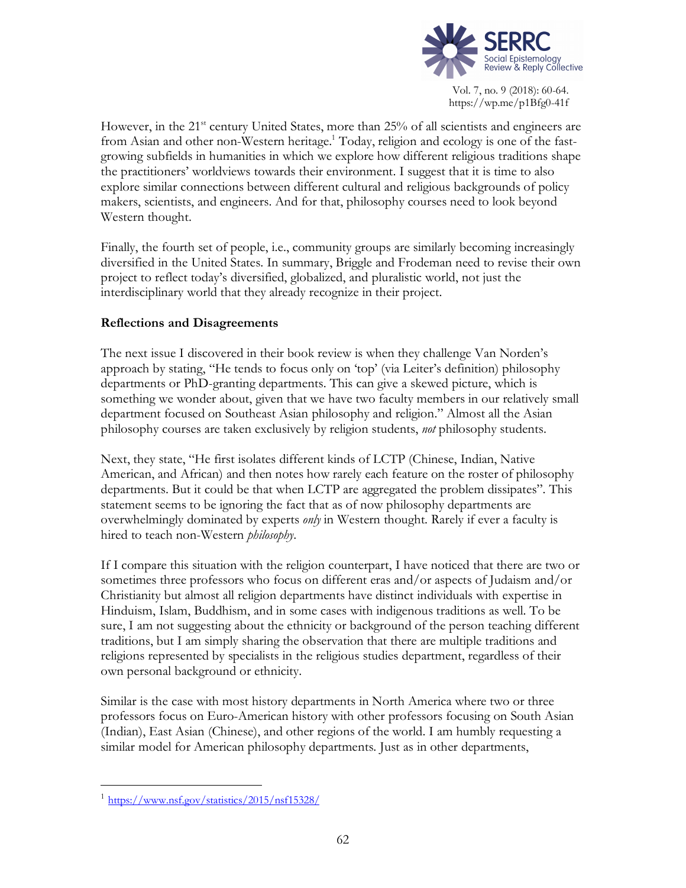However, in the 21st century United States, more than 25% of all scientists and engineers are from Asian and other non-Western heritage.[1] Today, religion and ecology is one of the fast-growing subfields in humanities in which we explore how different religious traditions shape the practitioners' worldviews towards their environment. I suggest that it is time to also explore similar connections between different cultural and religious backgrounds of policy makers, scientists, and engineers. And for that, philosophy courses need to look beyond Western thought.

Finally, the fourth set of people, i.e., community groups are similarly becoming increasingly diversified in the United States. In summary, Briggle and Frodeman need to revise their own project to reflect today's diversified, globalized, and pluralistic world, not just the interdisciplinary world that they already recognize in their project.

### Reflections and Disagreements

The next issue I discovered in their book review is when they challenge Van Norden's approach by stating, "He tends to focus only on 'top' (via Leiter's definition) philosophy departments or PhD-granting departments. This can give a skewed picture, which is something we wonder about, given that we have two faculty members in our relatively small department focused on Southeast Asian philosophy and religion." Almost all the Asian philosophy courses are taken exclusively by religion students, *not* philosophy students.

Next, they state, "He first isolates different kinds of LCTP (Chinese, Indian, Native American, and African) and then notes how rarely each feature on the roster of philosophy departments. But it could be that when LCTP are aggregated the problem dissipates". This statement seems to be ignoring the fact that as of now philosophy departments are overwhelmingly dominated by experts *only* in Western thought. Rarely if ever a faculty is hired to teach non-Western *philosophy*.

If I compare this situation with the religion counterpart, I have noticed that there are two or sometimes three professors who focus on different eras and/or aspects of Judaism and/or Christianity but almost all religion departments have distinct individuals with expertise in Hinduism, Islam, Buddhism, and in some cases with indigenous traditions as well. To be sure, I am not suggesting about the ethnicity or background of the person teaching different traditions, but I am simply sharing the observation that there are multiple traditions and religions represented by specialists in the religious studies department, regardless of their own personal background or ethnicity.

Similar is the case with most history departments in North America where two or three professors focus on Euro-American history with other professors focusing on South Asian (Indian), East Asian (Chinese), and other regions of the world. I am humbly requesting a similar model for American philosophy departments. Just as in other departments,

---

[1] https://www.nsf.gov/statistics/2015/nsf15328/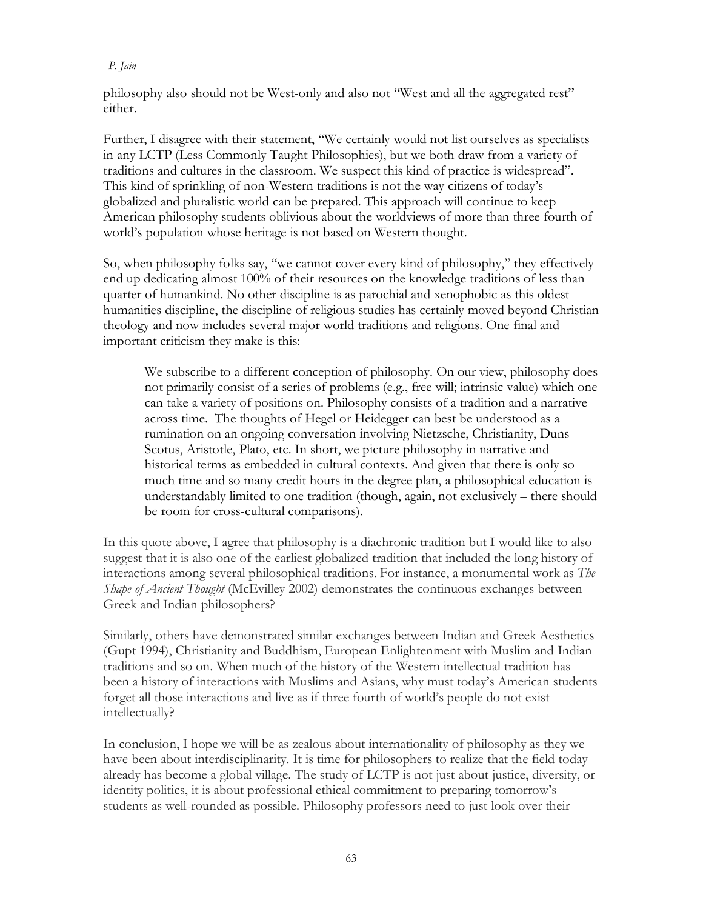philosophy also should not be West-only and also not "West and all the aggregated rest" either.

Further, I disagree with their statement, "We certainly would not list ourselves as specialists in any LCTP (Less Commonly Taught Philosophies), but we both draw from a variety of traditions and cultures in the classroom. We suspect this kind of practice is widespread". This kind of sprinkling of non-Western traditions is not the way citizens of today's globalized and pluralistic world can be prepared. This approach will continue to keep American philosophy students oblivious about the worldviews of more than three fourth of world's population whose heritage is not based on Western thought.

So, when philosophy folks say, "we cannot cover every kind of philosophy," they effectively end up dedicating almost 100% of their resources on the knowledge traditions of less than quarter of humankind. No other discipline is as parochial and xenophobic as this oldest humanities discipline, the discipline of religious studies has certainly moved beyond Christian theology and now includes several major world traditions and religions. One final and important criticism they make is this:

> We subscribe to a different conception of philosophy. On our view, philosophy does not primarily consist of a series of problems (e.g., free will; intrinsic value) which one can take a variety of positions on. Philosophy consists of a tradition and a narrative across time. The thoughts of Hegel or Heidegger can best be understood as a rumination on an ongoing conversation involving Nietzsche, Christianity, Duns Scotus, Aristotle, Plato, etc. In short, we picture philosophy in narrative and historical terms as embedded in cultural contexts. And given that there is only so much time and so many credit hours in the degree plan, a philosophical education is understandably limited to one tradition (though, again, not exclusively – there should be room for cross-cultural comparisons).

In this quote above, I agree that philosophy is a diachronic tradition but I would like to also suggest that it is also one of the earliest globalized tradition that included the long history of interactions among several philosophical traditions. For instance, a monumental work as *The Shape of Ancient Thought* (McEvilley 2002) demonstrates the continuous exchanges between Greek and Indian philosophers?

Similarly, others have demonstrated similar exchanges between Indian and Greek Aesthetics (Gupt 1994), Christianity and Buddhism, European Enlightenment with Muslim and Indian traditions and so on. When much of the history of the Western intellectual tradition has been a history of interactions with Muslims and Asians, why must today's American students forget all those interactions and live as if three fourth of world's people do not exist intellectually?

In conclusion, I hope we will be as zealous about internationality of philosophy as they we have been about interdisciplinarity. It is time for philosophers to realize that the field today already has become a global village. The study of LCTP is not just about justice, diversity, or identity politics, it is about professional ethical commitment to preparing tomorrow's students as well-rounded as possible. Philosophy professors need to just look over their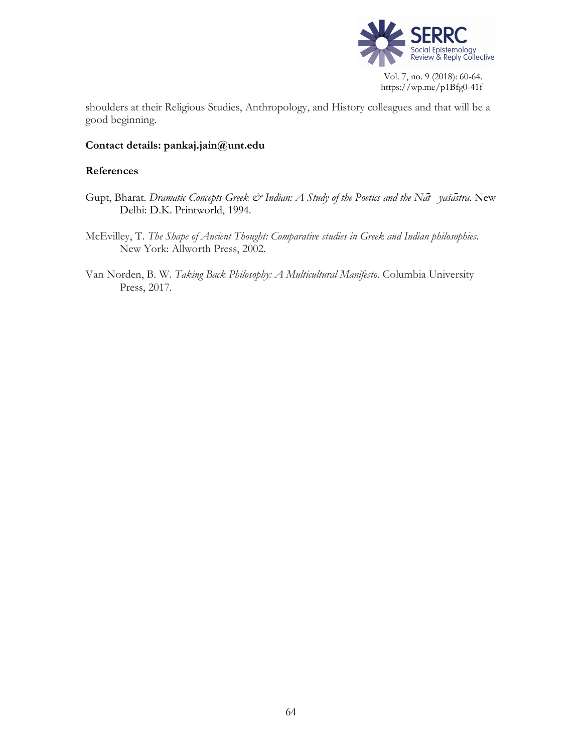shoulders at their Religious Studies, Anthropology, and History colleagues and that will be a good beginning.

**Contact details: pankaj.jain@unt.edu**

### References

Gupt, Bharat. *Dramatic Concepts Greek & Indian: A Study of the Poetics and the Nāṭyaśāstra*. New Delhi: D.K. Printworld, 1994.

McEvilley, T. *The Shape of Ancient Thought: Comparative studies in Greek and Indian philosophies*. New York: Allworth Press, 2002.

Van Norden, B. W. *Taking Back Philosophy: A Multicultural Manifesto*. Columbia University Press, 2017.